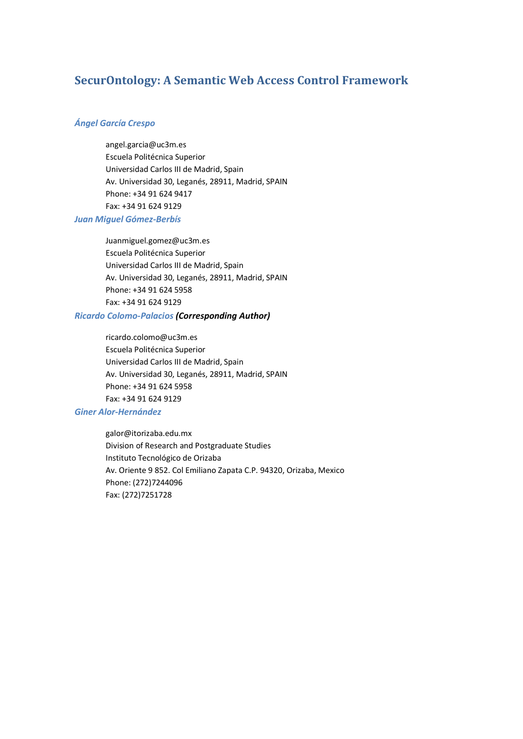# SecurOntology: A Semantic Web Access Control Framework

***Ángel García Crespo***

angel.garcia@uc3m.es
Escuela Politécnica Superior
Universidad Carlos III de Madrid, Spain
Av. Universidad 30, Leganés, 28911, Madrid, SPAIN
Phone: +34 91 624 9417
Fax: +34 91 624 9129

***Juan Miguel Gómez-Berbís***

Juanmiguel.gomez@uc3m.es
Escuela Politécnica Superior
Universidad Carlos III de Madrid, Spain
Av. Universidad 30, Leganés, 28911, Madrid, SPAIN
Phone: +34 91 624 5958
Fax: +34 91 624 9129

***Ricardo Colomo-Palacios*** ***(Corresponding Author)***

ricardo.colomo@uc3m.es
Escuela Politécnica Superior
Universidad Carlos III de Madrid, Spain
Av. Universidad 30, Leganés, 28911, Madrid, SPAIN
Phone: +34 91 624 5958
Fax: +34 91 624 9129

***Giner Alor-Hernández***

galor@itorizaba.edu.mx
Division of Research and Postgraduate Studies
Instituto Tecnológico de Orizaba
Av. Oriente 9 852. Col Emiliano Zapata C.P. 94320, Orizaba, Mexico
Phone: (272)7244096
Fax: (272)7251728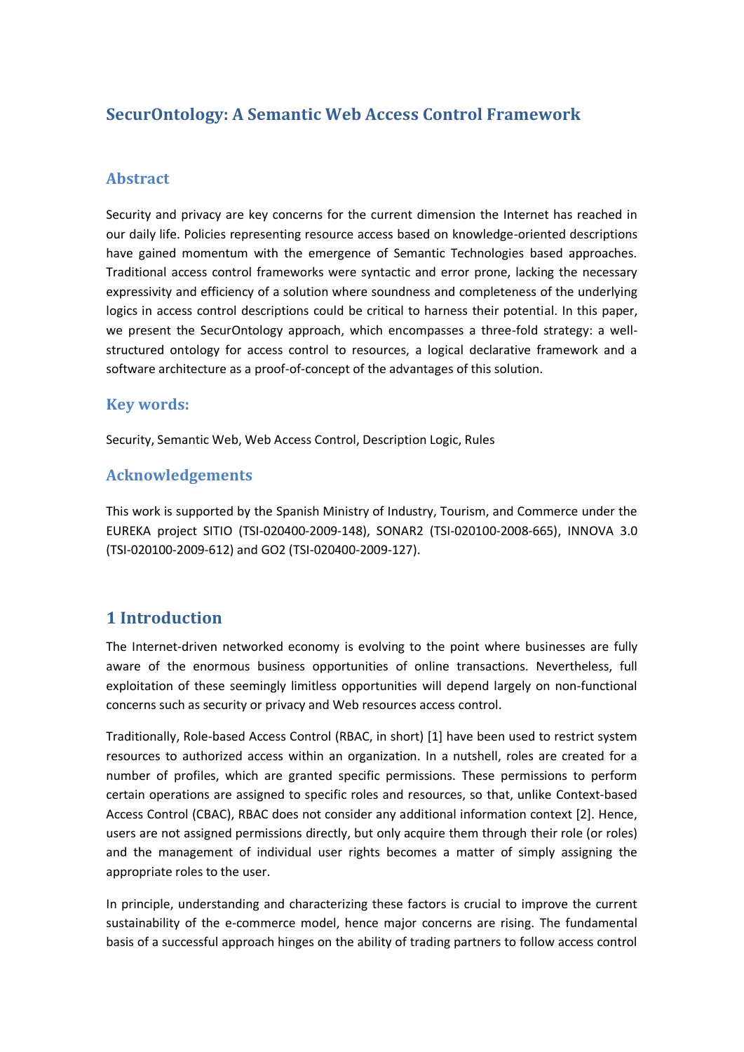# SecurOntology: A Semantic Web Access Control Framework

## Abstract

Security and privacy are key concerns for the current dimension the Internet has reached in our daily life. Policies representing resource access based on knowledge-oriented descriptions have gained momentum with the emergence of Semantic Technologies based approaches. Traditional access control frameworks were syntactic and error prone, lacking the necessary expressivity and efficiency of a solution where soundness and completeness of the underlying logics in access control descriptions could be critical to harness their potential. In this paper, we present the SecurOntology approach, which encompasses a three-fold strategy: a well-structured ontology for access control to resources, a logical declarative framework and a software architecture as a proof-of-concept of the advantages of this solution.

## Key words:

Security, Semantic Web, Web Access Control, Description Logic, Rules

## Acknowledgements

This work is supported by the Spanish Ministry of Industry, Tourism, and Commerce under the EUREKA project SITIO (TSI-020400-2009-148), SONAR2 (TSI-020100-2008-665), INNOVA 3.0 (TSI-020100-2009-612) and GO2 (TSI-020400-2009-127).

## 1 Introduction

The Internet-driven networked economy is evolving to the point where businesses are fully aware of the enormous business opportunities of online transactions. Nevertheless, full exploitation of these seemingly limitless opportunities will depend largely on non-functional concerns such as security or privacy and Web resources access control.

Traditionally, Role-based Access Control (RBAC, in short) [1] have been used to restrict system resources to authorized access within an organization. In a nutshell, roles are created for a number of profiles, which are granted specific permissions. These permissions to perform certain operations are assigned to specific roles and resources, so that, unlike Context-based Access Control (CBAC), RBAC does not consider any additional information context [2]. Hence, users are not assigned permissions directly, but only acquire them through their role (or roles) and the management of individual user rights becomes a matter of simply assigning the appropriate roles to the user.

In principle, understanding and characterizing these factors is crucial to improve the current sustainability of the e-commerce model, hence major concerns are rising. The fundamental basis of a successful approach hinges on the ability of trading partners to follow access control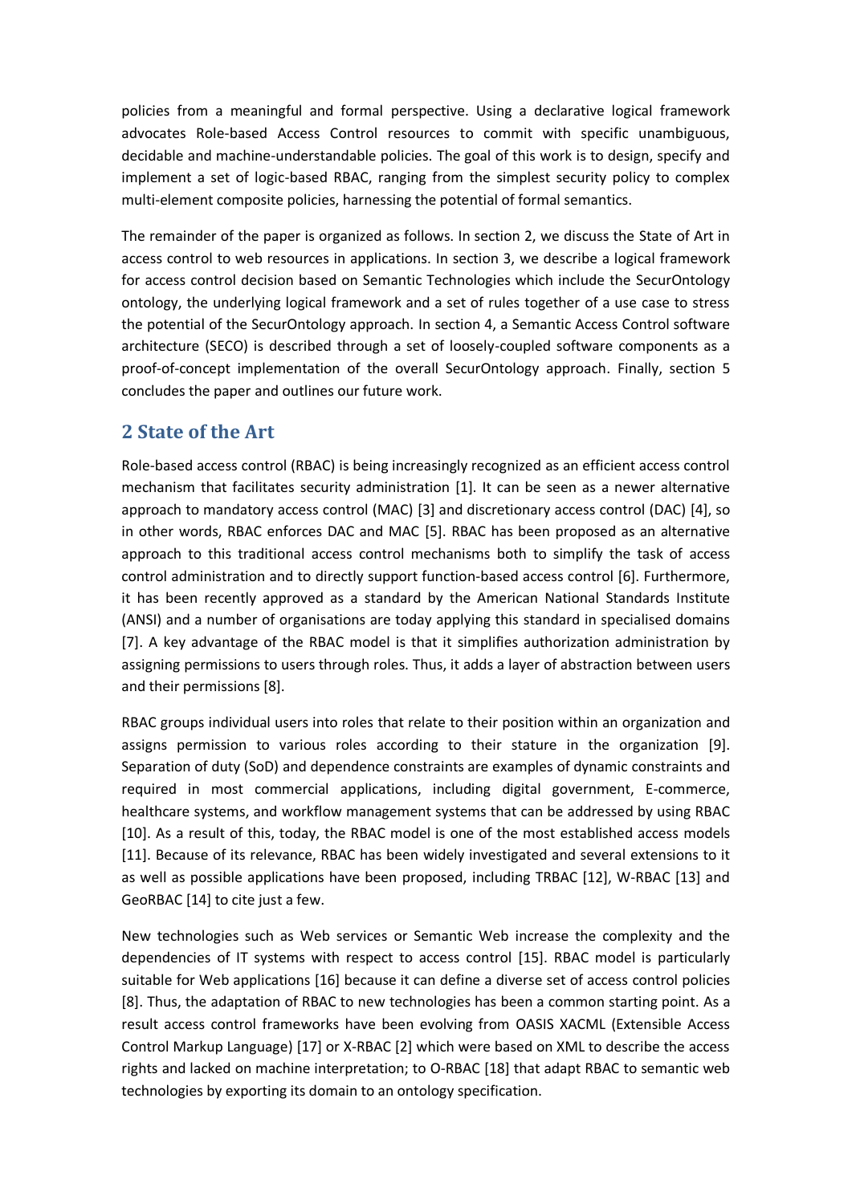policies from a meaningful and formal perspective. Using a declarative logical framework advocates Role-based Access Control resources to commit with specific unambiguous, decidable and machine-understandable policies. The goal of this work is to design, specify and implement a set of logic-based RBAC, ranging from the simplest security policy to complex multi-element composite policies, harnessing the potential of formal semantics.

The remainder of the paper is organized as follows. In section 2, we discuss the State of Art in access control to web resources in applications. In section 3, we describe a logical framework for access control decision based on Semantic Technologies which include the SecurOntology ontology, the underlying logical framework and a set of rules together of a use case to stress the potential of the SecurOntology approach. In section 4, a Semantic Access Control software architecture (SECO) is described through a set of loosely-coupled software components as a proof-of-concept implementation of the overall SecurOntology approach. Finally, section 5 concludes the paper and outlines our future work.

## 2 State of the Art

Role-based access control (RBAC) is being increasingly recognized as an efficient access control mechanism that facilitates security administration [1]. It can be seen as a newer alternative approach to mandatory access control (MAC) [3] and discretionary access control (DAC) [4], so in other words, RBAC enforces DAC and MAC [5]. RBAC has been proposed as an alternative approach to this traditional access control mechanisms both to simplify the task of access control administration and to directly support function-based access control [6]. Furthermore, it has been recently approved as a standard by the American National Standards Institute (ANSI) and a number of organisations are today applying this standard in specialised domains [7]. A key advantage of the RBAC model is that it simplifies authorization administration by assigning permissions to users through roles. Thus, it adds a layer of abstraction between users and their permissions [8].

RBAC groups individual users into roles that relate to their position within an organization and assigns permission to various roles according to their stature in the organization [9]. Separation of duty (SoD) and dependence constraints are examples of dynamic constraints and required in most commercial applications, including digital government, E-commerce, healthcare systems, and workflow management systems that can be addressed by using RBAC [10]. As a result of this, today, the RBAC model is one of the most established access models [11]. Because of its relevance, RBAC has been widely investigated and several extensions to it as well as possible applications have been proposed, including TRBAC [12], W-RBAC [13] and GeoRBAC [14] to cite just a few.

New technologies such as Web services or Semantic Web increase the complexity and the dependencies of IT systems with respect to access control [15]. RBAC model is particularly suitable for Web applications [16] because it can define a diverse set of access control policies [8]. Thus, the adaptation of RBAC to new technologies has been a common starting point. As a result access control frameworks have been evolving from OASIS XACML (Extensible Access Control Markup Language) [17] or X-RBAC [2] which were based on XML to describe the access rights and lacked on machine interpretation; to O-RBAC [18] that adapt RBAC to semantic web technologies by exporting its domain to an ontology specification.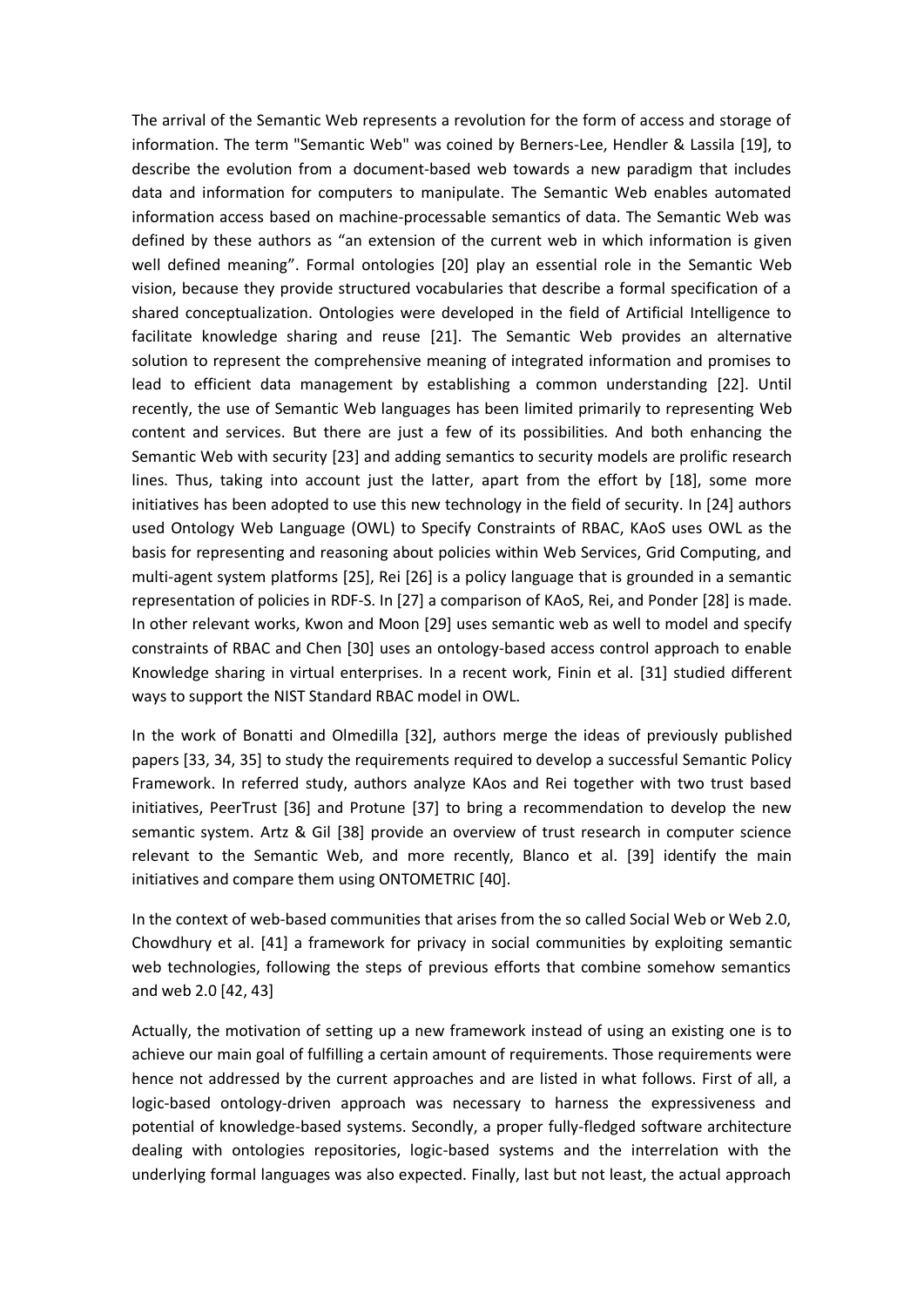The arrival of the Semantic Web represents a revolution for the form of access and storage of information. The term "Semantic Web" was coined by Berners-Lee, Hendler & Lassila [19], to describe the evolution from a document-based web towards a new paradigm that includes data and information for computers to manipulate. The Semantic Web enables automated information access based on machine-processable semantics of data. The Semantic Web was defined by these authors as "an extension of the current web in which information is given well defined meaning". Formal ontologies [20] play an essential role in the Semantic Web vision, because they provide structured vocabularies that describe a formal specification of a shared conceptualization. Ontologies were developed in the field of Artificial Intelligence to facilitate knowledge sharing and reuse [21]. The Semantic Web provides an alternative solution to represent the comprehensive meaning of integrated information and promises to lead to efficient data management by establishing a common understanding [22]. Until recently, the use of Semantic Web languages has been limited primarily to representing Web content and services. But there are just a few of its possibilities. And both enhancing the Semantic Web with security [23] and adding semantics to security models are prolific research lines. Thus, taking into account just the latter, apart from the effort by [18], some more initiatives has been adopted to use this new technology in the field of security. In [24] authors used Ontology Web Language (OWL) to Specify Constraints of RBAC, KAoS uses OWL as the basis for representing and reasoning about policies within Web Services, Grid Computing, and multi-agent system platforms [25], Rei [26] is a policy language that is grounded in a semantic representation of policies in RDF-S. In [27] a comparison of KAoS, Rei, and Ponder [28] is made. In other relevant works, Kwon and Moon [29] uses semantic web as well to model and specify constraints of RBAC and Chen [30] uses an ontology-based access control approach to enable Knowledge sharing in virtual enterprises. In a recent work, Finin et al. [31] studied different ways to support the NIST Standard RBAC model in OWL.

In the work of Bonatti and Olmedilla [32], authors merge the ideas of previously published papers [33, 34, 35] to study the requirements required to develop a successful Semantic Policy Framework. In referred study, authors analyze KAos and Rei together with two trust based initiatives, PeerTrust [36] and Protune [37] to bring a recommendation to develop the new semantic system. Artz & Gil [38] provide an overview of trust research in computer science relevant to the Semantic Web, and more recently, Blanco et al. [39] identify the main initiatives and compare them using ONTOMETRIC [40].

In the context of web-based communities that arises from the so called Social Web or Web 2.0, Chowdhury et al. [41] a framework for privacy in social communities by exploiting semantic web technologies, following the steps of previous efforts that combine somehow semantics and web 2.0 [42, 43]

Actually, the motivation of setting up a new framework instead of using an existing one is to achieve our main goal of fulfilling a certain amount of requirements. Those requirements were hence not addressed by the current approaches and are listed in what follows. First of all, a logic-based ontology-driven approach was necessary to harness the expressiveness and potential of knowledge-based systems. Secondly, a proper fully-fledged software architecture dealing with ontologies repositories, logic-based systems and the interrelation with the underlying formal languages was also expected. Finally, last but not least, the actual approach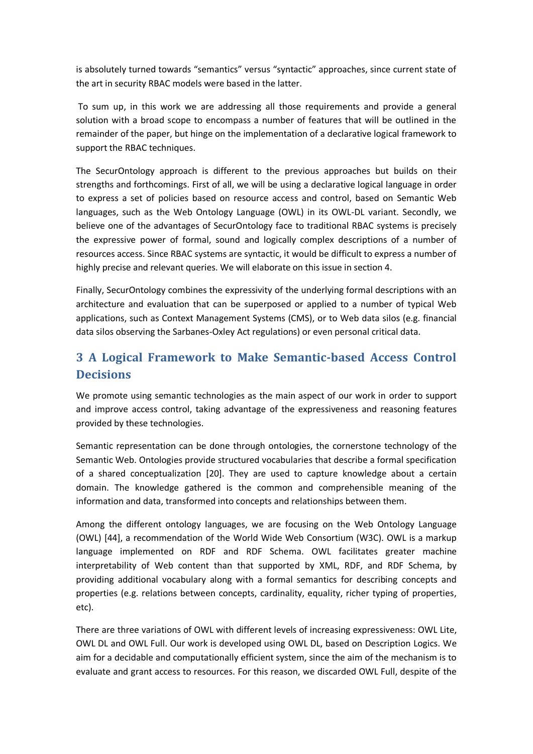is absolutely turned towards "semantics" versus "syntactic" approaches, since current state of the art in security RBAC models were based in the latter.

To sum up, in this work we are addressing all those requirements and provide a general solution with a broad scope to encompass a number of features that will be outlined in the remainder of the paper, but hinge on the implementation of a declarative logical framework to support the RBAC techniques.

The SecurOntology approach is different to the previous approaches but builds on their strengths and forthcomings. First of all, we will be using a declarative logical language in order to express a set of policies based on resource access and control, based on Semantic Web languages, such as the Web Ontology Language (OWL) in its OWL-DL variant. Secondly, we believe one of the advantages of SecurOntology face to traditional RBAC systems is precisely the expressive power of formal, sound and logically complex descriptions of a number of resources access. Since RBAC systems are syntactic, it would be difficult to express a number of highly precise and relevant queries. We will elaborate on this issue in section 4.

Finally, SecurOntology combines the expressivity of the underlying formal descriptions with an architecture and evaluation that can be superposed or applied to a number of typical Web applications, such as Context Management Systems (CMS), or to Web data silos (e.g. financial data silos observing the Sarbanes-Oxley Act regulations) or even personal critical data.

## 3 A Logical Framework to Make Semantic-based Access Control Decisions

We promote using semantic technologies as the main aspect of our work in order to support and improve access control, taking advantage of the expressiveness and reasoning features provided by these technologies.

Semantic representation can be done through ontologies, the cornerstone technology of the Semantic Web. Ontologies provide structured vocabularies that describe a formal specification of a shared conceptualization [20]. They are used to capture knowledge about a certain domain. The knowledge gathered is the common and comprehensible meaning of the information and data, transformed into concepts and relationships between them.

Among the different ontology languages, we are focusing on the Web Ontology Language (OWL) [44], a recommendation of the World Wide Web Consortium (W3C). OWL is a markup language implemented on RDF and RDF Schema. OWL facilitates greater machine interpretability of Web content than that supported by XML, RDF, and RDF Schema, by providing additional vocabulary along with a formal semantics for describing concepts and properties (e.g. relations between concepts, cardinality, equality, richer typing of properties, etc).

There are three variations of OWL with different levels of increasing expressiveness: OWL Lite, OWL DL and OWL Full. Our work is developed using OWL DL, based on Description Logics. We aim for a decidable and computationally efficient system, since the aim of the mechanism is to evaluate and grant access to resources. For this reason, we discarded OWL Full, despite of the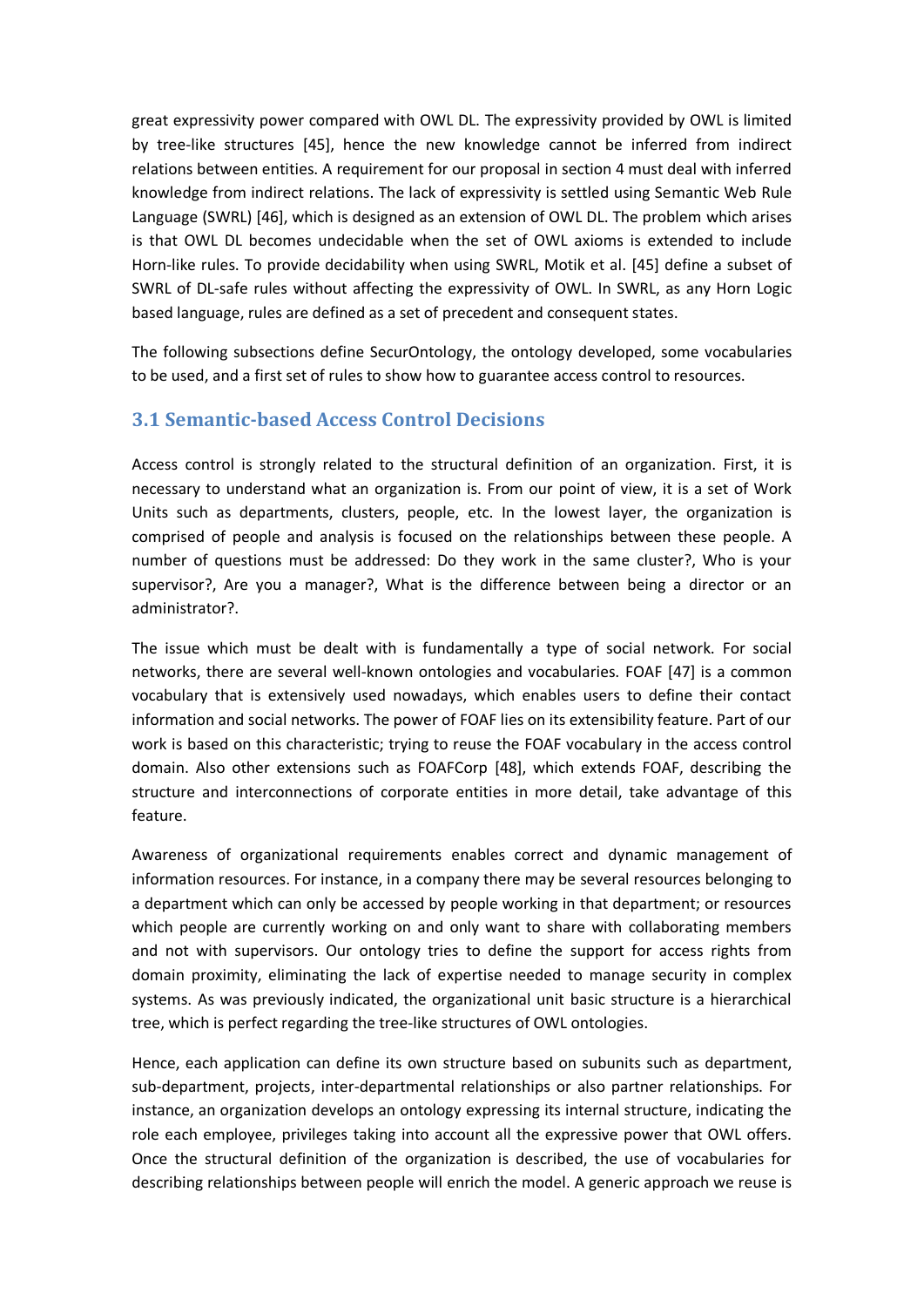great expressivity power compared with OWL DL. The expressivity provided by OWL is limited by tree-like structures [45], hence the new knowledge cannot be inferred from indirect relations between entities. A requirement for our proposal in section 4 must deal with inferred knowledge from indirect relations. The lack of expressivity is settled using Semantic Web Rule Language (SWRL) [46], which is designed as an extension of OWL DL. The problem which arises is that OWL DL becomes undecidable when the set of OWL axioms is extended to include Horn-like rules. To provide decidability when using SWRL, Motik et al. [45] define a subset of SWRL of DL-safe rules without affecting the expressivity of OWL. In SWRL, as any Horn Logic based language, rules are defined as a set of precedent and consequent states.

The following subsections define SecurOntology, the ontology developed, some vocabularies to be used, and a first set of rules to show how to guarantee access control to resources.

## 3.1 Semantic-based Access Control Decisions

Access control is strongly related to the structural definition of an organization. First, it is necessary to understand what an organization is. From our point of view, it is a set of Work Units such as departments, clusters, people, etc. In the lowest layer, the organization is comprised of people and analysis is focused on the relationships between these people. A number of questions must be addressed: Do they work in the same cluster?, Who is your supervisor?, Are you a manager?, What is the difference between being a director or an administrator?.

The issue which must be dealt with is fundamentally a type of social network. For social networks, there are several well-known ontologies and vocabularies. FOAF [47] is a common vocabulary that is extensively used nowadays, which enables users to define their contact information and social networks. The power of FOAF lies on its extensibility feature. Part of our work is based on this characteristic; trying to reuse the FOAF vocabulary in the access control domain. Also other extensions such as FOAFCorp [48], which extends FOAF, describing the structure and interconnections of corporate entities in more detail, take advantage of this feature.

Awareness of organizational requirements enables correct and dynamic management of information resources. For instance, in a company there may be several resources belonging to a department which can only be accessed by people working in that department; or resources which people are currently working on and only want to share with collaborating members and not with supervisors. Our ontology tries to define the support for access rights from domain proximity, eliminating the lack of expertise needed to manage security in complex systems. As was previously indicated, the organizational unit basic structure is a hierarchical tree, which is perfect regarding the tree-like structures of OWL ontologies.

Hence, each application can define its own structure based on subunits such as department, sub-department, projects, inter-departmental relationships or also partner relationships. For instance, an organization develops an ontology expressing its internal structure, indicating the role each employee, privileges taking into account all the expressive power that OWL offers. Once the structural definition of the organization is described, the use of vocabularies for describing relationships between people will enrich the model. A generic approach we reuse is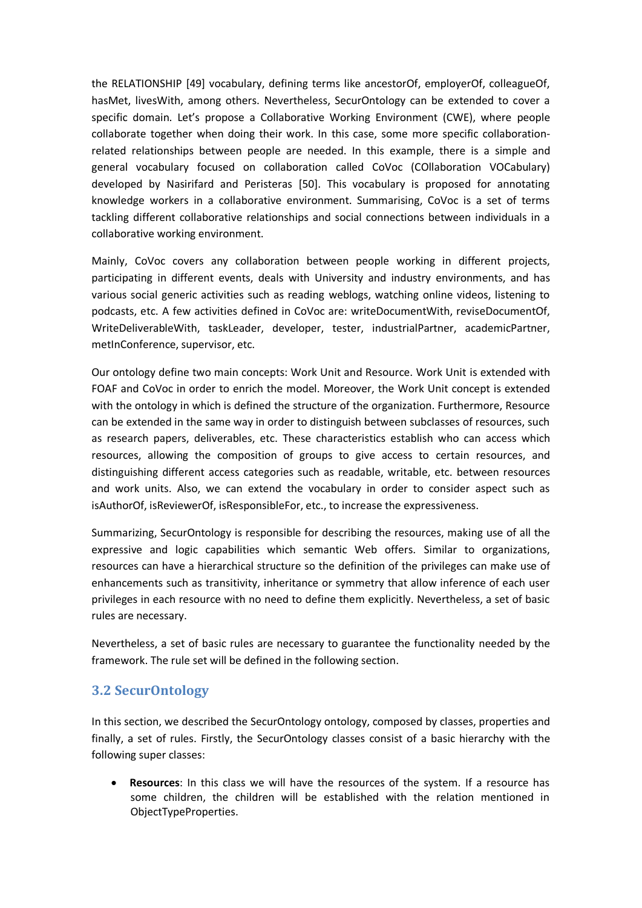the RELATIONSHIP [49] vocabulary, defining terms like ancestorOf, employerOf, colleagueOf, hasMet, livesWith, among others. Nevertheless, SecurOntology can be extended to cover a specific domain. Let's propose a Collaborative Working Environment (CWE), where people collaborate together when doing their work. In this case, some more specific collaboration-related relationships between people are needed. In this example, there is a simple and general vocabulary focused on collaboration called CoVoc (COllaboration VOCabulary) developed by Nasirifard and Peristeras [50]. This vocabulary is proposed for annotating knowledge workers in a collaborative environment. Summarising, CoVoc is a set of terms tackling different collaborative relationships and social connections between individuals in a collaborative working environment.

Mainly, CoVoc covers any collaboration between people working in different projects, participating in different events, deals with University and industry environments, and has various social generic activities such as reading weblogs, watching online videos, listening to podcasts, etc. A few activities defined in CoVoc are: writeDocumentWith, reviseDocumentOf, WriteDeliverableWith, taskLeader, developer, tester, industrialPartner, academicPartner, metInConference, supervisor, etc.

Our ontology define two main concepts: Work Unit and Resource. Work Unit is extended with FOAF and CoVoc in order to enrich the model. Moreover, the Work Unit concept is extended with the ontology in which is defined the structure of the organization. Furthermore, Resource can be extended in the same way in order to distinguish between subclasses of resources, such as research papers, deliverables, etc. These characteristics establish who can access which resources, allowing the composition of groups to give access to certain resources, and distinguishing different access categories such as readable, writable, etc. between resources and work units. Also, we can extend the vocabulary in order to consider aspect such as isAuthorOf, isReviewerOf, isResponsibleFor, etc., to increase the expressiveness.

Summarizing, SecurOntology is responsible for describing the resources, making use of all the expressive and logic capabilities which semantic Web offers. Similar to organizations, resources can have a hierarchical structure so the definition of the privileges can make use of enhancements such as transitivity, inheritance or symmetry that allow inference of each user privileges in each resource with no need to define them explicitly. Nevertheless, a set of basic rules are necessary.

Nevertheless, a set of basic rules are necessary to guarantee the functionality needed by the framework. The rule set will be defined in the following section.

## 3.2 SecurOntology

In this section, we described the SecurOntology ontology, composed by classes, properties and finally, a set of rules. Firstly, the SecurOntology classes consist of a basic hierarchy with the following super classes:

- **Resources**: In this class we will have the resources of the system. If a resource has some children, the children will be established with the relation mentioned in ObjectTypeProperties.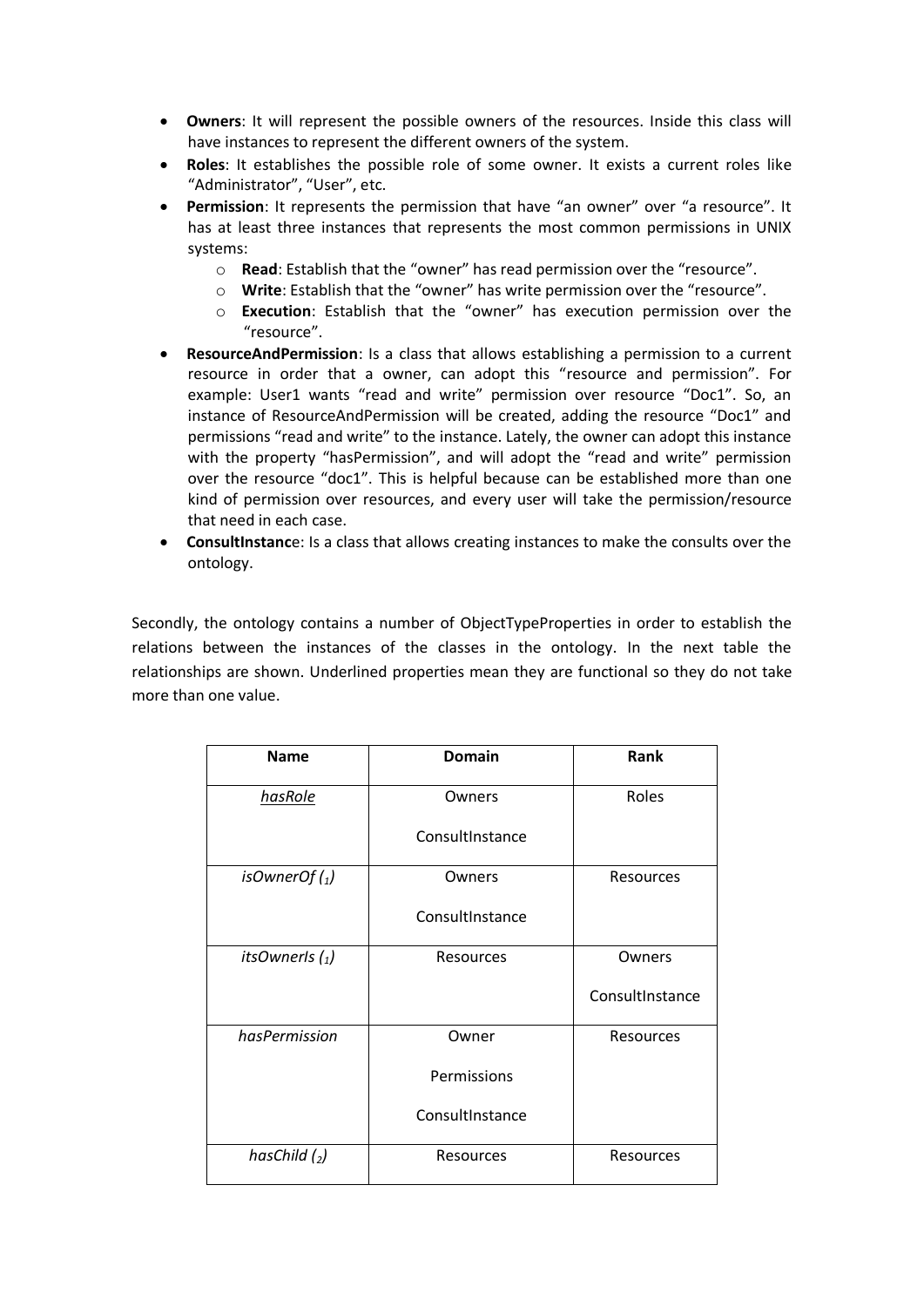- **Owners**: It will represent the possible owners of the resources. Inside this class will have instances to represent the different owners of the system.
- **Roles**: It establishes the possible role of some owner. It exists a current roles like "Administrator", "User", etc.
- **Permission**: It represents the permission that have "an owner" over "a resource". It has at least three instances that represents the most common permissions in UNIX systems:
  - **Read**: Establish that the "owner" has read permission over the "resource".
  - **Write**: Establish that the "owner" has write permission over the "resource".
  - **Execution**: Establish that the "owner" has execution permission over the "resource".
- **ResourceAndPermission**: Is a class that allows establishing a permission to a current resource in order that a owner, can adopt this "resource and permission". For example: User1 wants "read and write" permission over resource "Doc1". So, an instance of ResourceAndPermission will be created, adding the resource "Doc1" and permissions "read and write" to the instance. Lately, the owner can adopt this instance with the property "hasPermission", and will adopt the "read and write" permission over the resource "doc1". This is helpful because can be established more than one kind of permission over resources, and every user will take the permission/resource that need in each case.
- **ConsultInstance**: Is a class that allows creating instances to make the consults over the ontology.

Secondly, the ontology contains a number of ObjectTypeProperties in order to establish the relations between the instances of the classes in the ontology. In the next table the relationships are shown. Underlined properties mean they are functional so they do not take more than one value.

| Name | Domain | Rank |
|---|---|---|
| <u>*hasRole*</u> | Owners<br>ConsultInstance | Roles |
| *isOwnerOf* $(_1)$ | Owners<br>ConsultInstance | Resources |
| *itsOwnerIs* $(_1)$ | Resources | Owners<br>ConsultInstance |
| *hasPermission* | Owner<br>Permissions<br>ConsultInstance | Resources |
| *hasChild* $(_2)$ | Resources | Resources |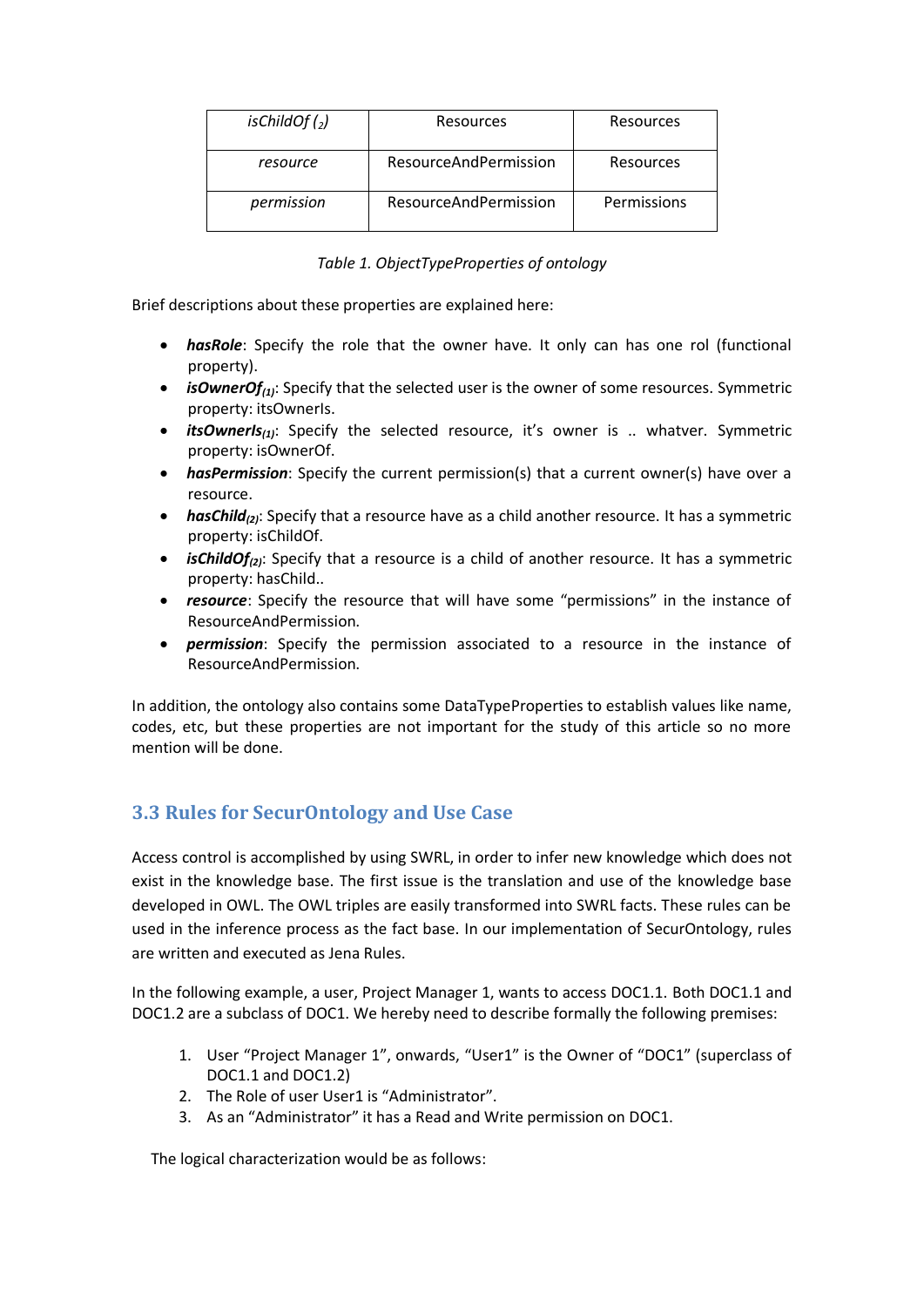| *isChildOf (₂)* | Resources | Resources |
|---|---|---|
| *resource* | ResourceAndPermission | Resources |
| *permission* | ResourceAndPermission | Permissions |

*Table 1. ObjectTypeProperties of ontology*

Brief descriptions about these properties are explained here:

- ***hasRole***: Specify the role that the owner have. It only can has one rol (functional property).
- ***isOwnerOf$_{(1)}$***: Specify that the selected user is the owner of some resources. Symmetric property: itsOwnerIs.
- ***itsOwnerIs$_{(1)}$***: Specify the selected resource, it's owner is .. whatver. Symmetric property: isOwnerOf.
- ***hasPermission***: Specify the current permission(s) that a current owner(s) have over a resource.
- ***hasChild$_{(2)}$***: Specify that a resource have as a child another resource. It has a symmetric property: isChildOf.
- ***isChildOf$_{(2)}$***: Specify that a resource is a child of another resource. It has a symmetric property: hasChild..
- ***resource***: Specify the resource that will have some "permissions" in the instance of ResourceAndPermission.
- ***permission***: Specify the permission associated to a resource in the instance of ResourceAndPermission.

In addition, the ontology also contains some DataTypeProperties to establish values like name, codes, etc, but these properties are not important for the study of this article so no more mention will be done.

## 3.3 Rules for SecurOntology and Use Case

Access control is accomplished by using SWRL, in order to infer new knowledge which does not exist in the knowledge base. The first issue is the translation and use of the knowledge base developed in OWL. The OWL triples are easily transformed into SWRL facts. These rules can be used in the inference process as the fact base. In our implementation of SecurOntology, rules are written and executed as Jena Rules.

In the following example, a user, Project Manager 1, wants to access DOC1.1. Both DOC1.1 and DOC1.2 are a subclass of DOC1. We hereby need to describe formally the following premises:

1. User "Project Manager 1", onwards, "User1" is the Owner of "DOC1" (superclass of DOC1.1 and DOC1.2)
2. The Role of user User1 is "Administrator".
3. As an "Administrator" it has a Read and Write permission on DOC1.

The logical characterization would be as follows: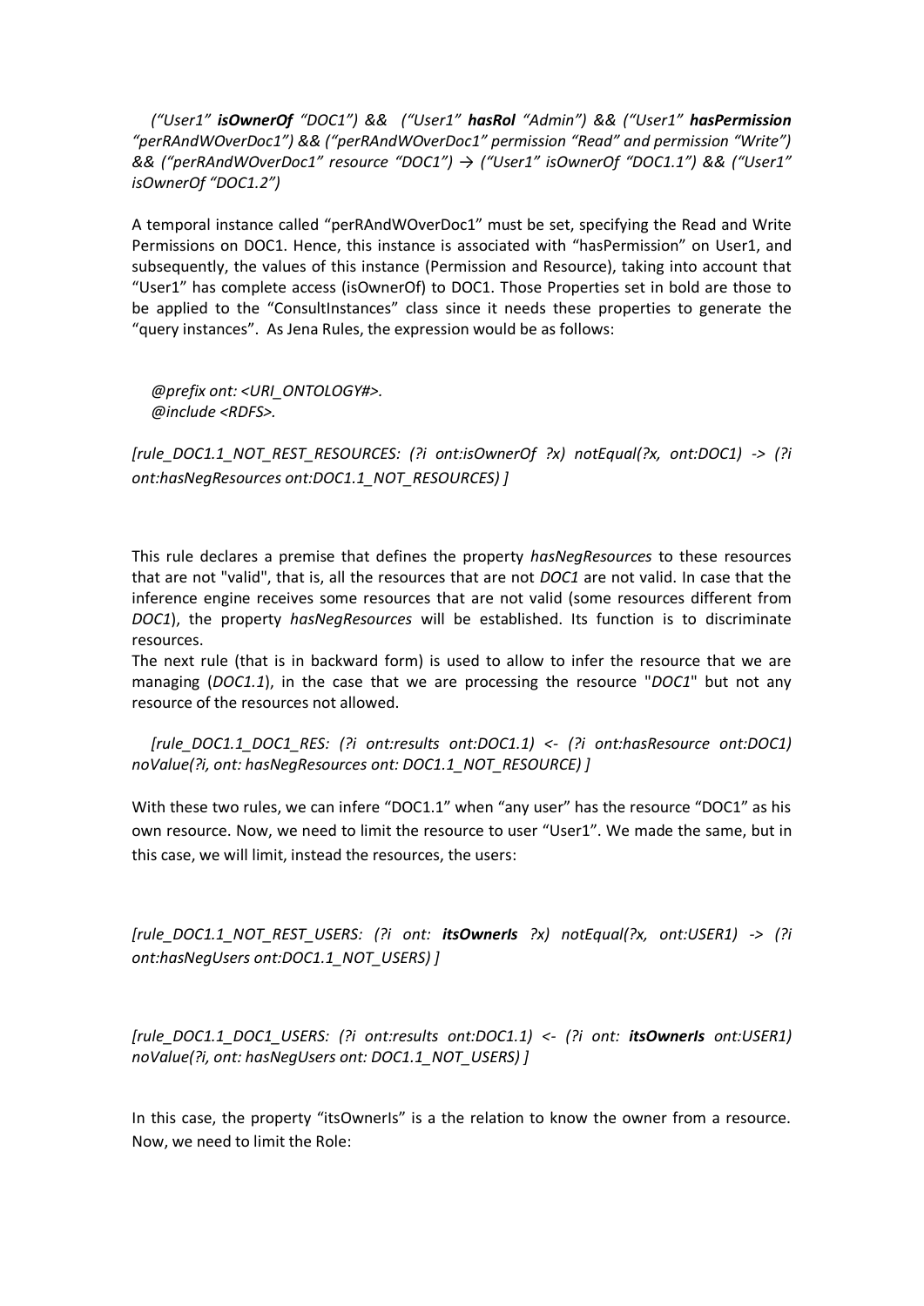*(“User1” **isOwnerOf** “DOC1”) && (“User1” **hasRol** “Admin”) && (“User1” **hasPermission** “perRAndWOverDoc1”) && (“perRAndWOverDoc1” permission “Read” and permission “Write”) && (“perRAndWOverDoc1” resource “DOC1”) → (“User1” isOwnerOf “DOC1.1”) && (“User1” isOwnerOf “DOC1.2”)*

A temporal instance called “perRAndWOverDoc1” must be set, specifying the Read and Write Permissions on DOC1. Hence, this instance is associated with “hasPermission” on User1, and subsequently, the values of this instance (Permission and Resource), taking into account that “User1” has complete access (isOwnerOf) to DOC1. Those Properties set in bold are those to be applied to the “ConsultInstances” class since it needs these properties to generate the “query instances”. As Jena Rules, the expression would be as follows:

*@prefix ont: <URI_ONTOLOGY#>.*
*@include <RDFS>.*

*[rule_DOC1.1_NOT_REST_RESOURCES: (?i ont:isOwnerOf ?x) notEqual(?x, ont:DOC1) -> (?i ont:hasNegResources ont:DOC1.1_NOT_RESOURCES) ]*

This rule declares a premise that defines the property *hasNegResources* to these resources that are not "valid", that is, all the resources that are not *DOC1* are not valid. In case that the inference engine receives some resources that are not valid (some resources different from *DOC1*), the property *hasNegResources* will be established. Its function is to discriminate resources.
The next rule (that is in backward form) is used to allow to infer the resource that we are managing (*DOC1.1*), in the case that we are processing the resource "*DOC1*" but not any resource of the resources not allowed.

*[rule_DOC1.1_DOC1_RES: (?i ont:results ont:DOC1.1) <- (?i ont:hasResource ont:DOC1) noValue(?i, ont: hasNegResources ont: DOC1.1_NOT_RESOURCE) ]*

With these two rules, we can infere “DOC1.1” when “any user” has the resource “DOC1” as his own resource. Now, we need to limit the resource to user “User1”. We made the same, but in this case, we will limit, instead the resources, the users:

*[rule_DOC1.1_NOT_REST_USERS: (?i ont: **itsOwnerIs** ?x) notEqual(?x, ont:USER1) -> (?i ont:hasNegUsers ont:DOC1.1_NOT_USERS) ]*

*[rule_DOC1.1_DOC1_USERS: (?i ont:results ont:DOC1.1) <- (?i ont: **itsOwnerIs** ont:USER1) noValue(?i, ont: hasNegUsers ont: DOC1.1_NOT_USERS) ]*

In this case, the property “itsOwnerIs” is a the relation to know the owner from a resource. Now, we need to limit the Role: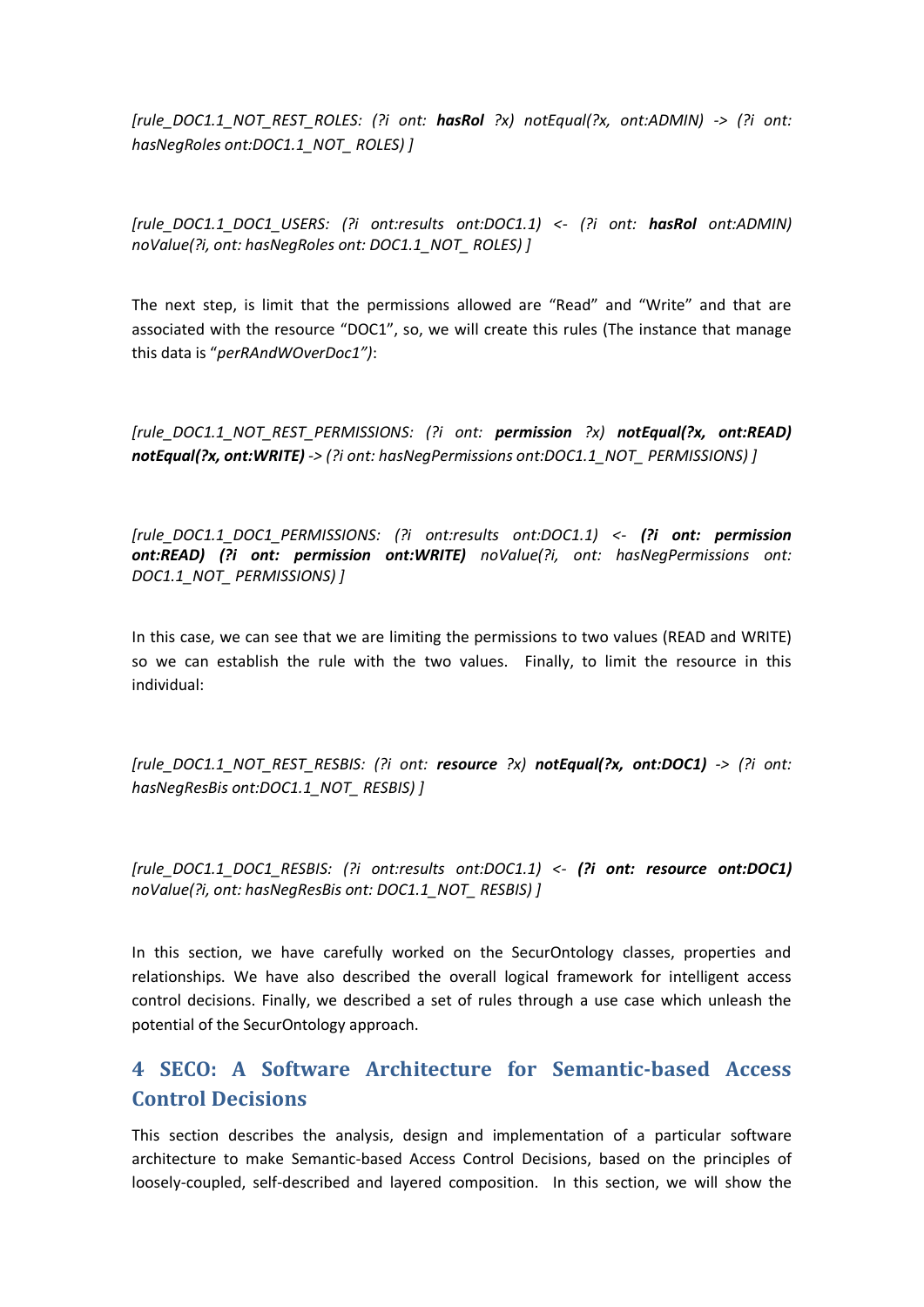*[rule_DOC1.1_NOT_REST_ROLES: (?i ont: **hasRol** ?x) notEqual(?x, ont:ADMIN) -> (?i ont: hasNegRoles ont:DOC1.1_NOT_ ROLES) ]*

*[rule_DOC1.1_DOC1_USERS: (?i ont:results ont:DOC1.1) <- (?i ont: **hasRol** ont:ADMIN) noValue(?i, ont: hasNegRoles ont: DOC1.1_NOT_ ROLES) ]*

The next step, is limit that the permissions allowed are "Read" and "Write" and that are associated with the resource "DOC1", so, we will create this rules (The instance that manage this data is "*perRAndWOverDoc1")*:

*[rule_DOC1.1_NOT_REST_PERMISSIONS: (?i ont: **permission** ?x) **notEqual(?x, ont:READ) notEqual(?x, ont:WRITE)** -> (?i ont: hasNegPermissions ont:DOC1.1_NOT_ PERMISSIONS) ]*

*[rule_DOC1.1_DOC1_PERMISSIONS: (?i ont:results ont:DOC1.1) <- **(?i ont: permission ont:READ) (?i ont: permission ont:WRITE)** noValue(?i, ont: hasNegPermissions ont: DOC1.1_NOT_ PERMISSIONS) ]*

In this case, we can see that we are limiting the permissions to two values (READ and WRITE) so we can establish the rule with the two values. Finally, to limit the resource in this individual:

*[rule_DOC1.1_NOT_REST_RESBIS: (?i ont: **resource** ?x) **notEqual(?x, ont:DOC1)** -> (?i ont: hasNegResBis ont:DOC1.1_NOT_ RESBIS) ]*

*[rule_DOC1.1_DOC1_RESBIS: (?i ont:results ont:DOC1.1) <- **(?i ont: resource ont:DOC1)** noValue(?i, ont: hasNegResBis ont: DOC1.1_NOT_ RESBIS) ]*

In this section, we have carefully worked on the SecurOntology classes, properties and relationships. We have also described the overall logical framework for intelligent access control decisions. Finally, we described a set of rules through a use case which unleash the potential of the SecurOntology approach.

# 4 SECO: A Software Architecture for Semantic-based Access Control Decisions

This section describes the analysis, design and implementation of a particular software architecture to make Semantic-based Access Control Decisions, based on the principles of loosely-coupled, self-described and layered composition. In this section, we will show the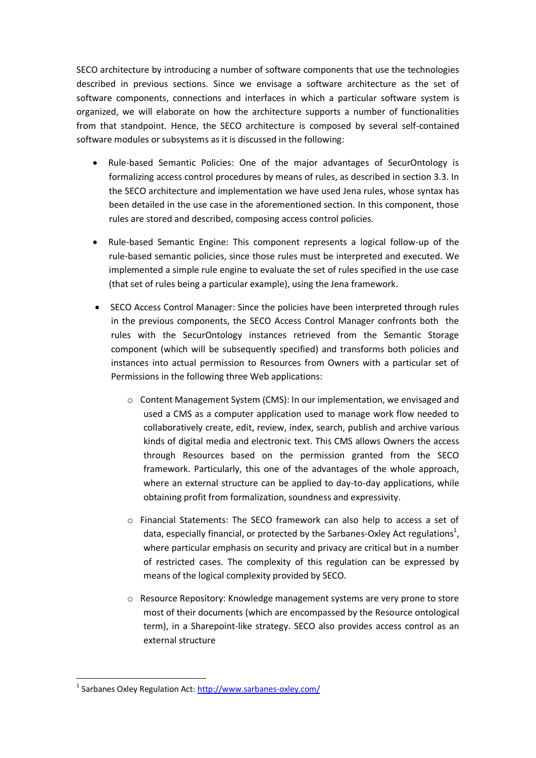SECO architecture by introducing a number of software components that use the technologies described in previous sections. Since we envisage a software architecture as the set of software components, connections and interfaces in which a particular software system is organized, we will elaborate on how the architecture supports a number of functionalities from that standpoint. Hence, the SECO architecture is composed by several self-contained software modules or subsystems as it is discussed in the following:

- Rule-based Semantic Policies: One of the major advantages of SecurOntology is formalizing access control procedures by means of rules, as described in section 3.3. In the SECO architecture and implementation we have used Jena rules, whose syntax has been detailed in the use case in the aforementioned section. In this component, those rules are stored and described, composing access control policies.

- Rule-based Semantic Engine: This component represents a logical follow-up of the rule-based semantic policies, since those rules must be interpreted and executed. We implemented a simple rule engine to evaluate the set of rules specified in the use case (that set of rules being a particular example), using the Jena framework.

- SECO Access Control Manager: Since the policies have been interpreted through rules in the previous components, the SECO Access Control Manager confronts both the rules with the SecurOntology instances retrieved from the Semantic Storage component (which will be subsequently specified) and transforms both policies and instances into actual permission to Resources from Owners with a particular set of Permissions in the following three Web applications:

    - Content Management System (CMS): In our implementation, we envisaged and used a CMS as a computer application used to manage work flow needed to collaboratively create, edit, review, index, search, publish and archive various kinds of digital media and electronic text. This CMS allows Owners the access through Resources based on the permission granted from the SECO framework. Particularly, this one of the advantages of the whole approach, where an external structure can be applied to day-to-day applications, while obtaining profit from formalization, soundness and expressivity.

    - Financial Statements: The SECO framework can also help to access a set of data, especially financial, or protected by the Sarbanes-Oxley Act regulations[1], where particular emphasis on security and privacy are critical but in a number of restricted cases. The complexity of this regulation can be expressed by means of the logical complexity provided by SECO.

    - Resource Repository: Knowledge management systems are very prone to store most of their documents (which are encompassed by the Resource ontological term), in a Sharepoint-like strategy. SECO also provides access control as an external structure

---

[1] Sarbanes Oxley Regulation Act: http://www.sarbanes-oxley.com/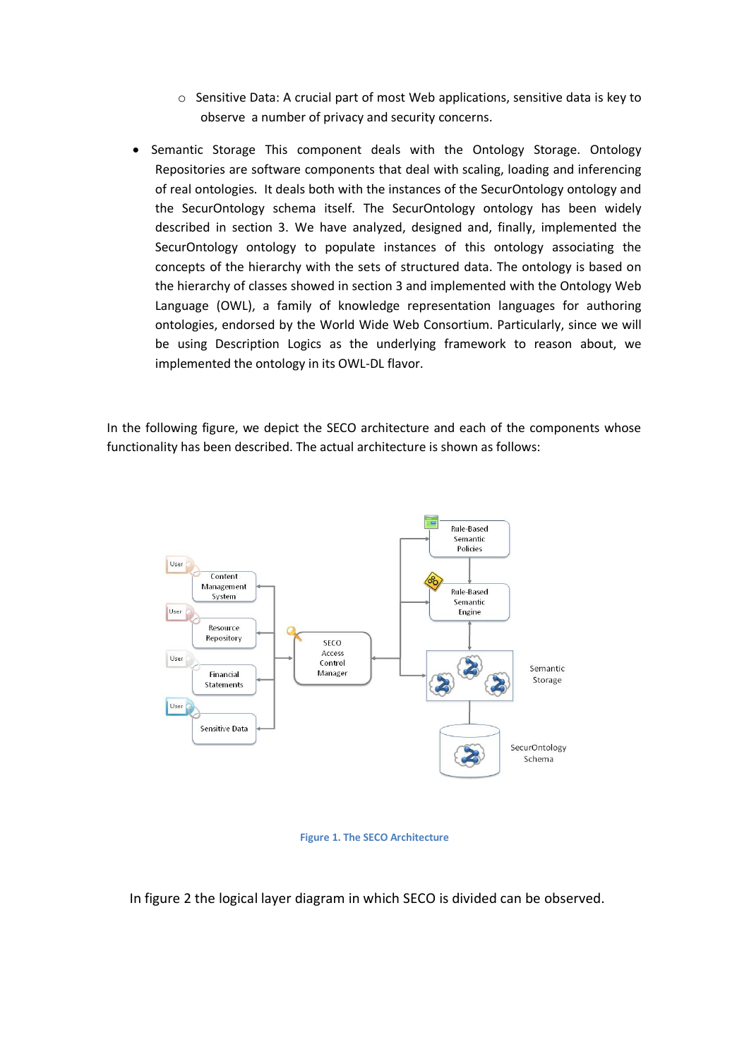- Sensitive Data: A crucial part of most Web applications, sensitive data is key to observe a number of privacy and security concerns.

- Semantic Storage This component deals with the Ontology Storage. Ontology Repositories are software components that deal with scaling, loading and inferencing of real ontologies. It deals both with the instances of the SecurOntology ontology and the SecurOntology schema itself. The SecurOntology ontology has been widely described in section 3. We have analyzed, designed and, finally, implemented the SecurOntology ontology to populate instances of this ontology associating the concepts of the hierarchy with the sets of structured data. The ontology is based on the hierarchy of classes showed in section 3 and implemented with the Ontology Web Language (OWL), a family of knowledge representation languages for authoring ontologies, endorsed by the World Wide Web Consortium. Particularly, since we will be using Description Logics as the underlying framework to reason about, we implemented the ontology in its OWL-DL flavor.

In the following figure, we depict the SECO architecture and each of the components whose functionality has been described. The actual architecture is shown as follows:

**Figure 1. The SECO Architecture**

In figure 2 the logical layer diagram in which SECO is divided can be observed.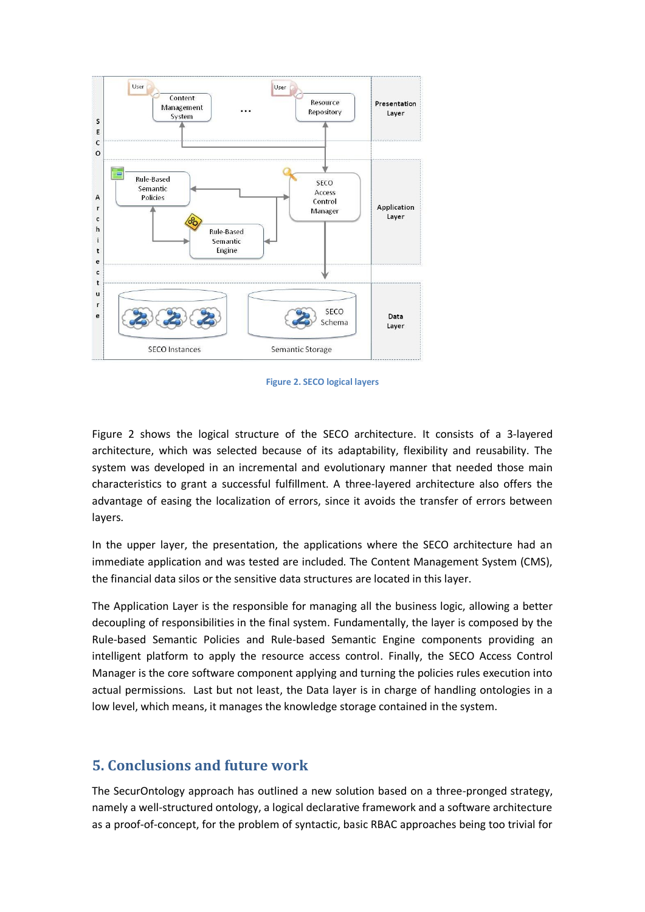Figure 2. SECO logical layers

Figure 2 shows the logical structure of the SECO architecture. It consists of a 3-layered architecture, which was selected because of its adaptability, flexibility and reusability. The system was developed in an incremental and evolutionary manner that needed those main characteristics to grant a successful fulfillment. A three-layered architecture also offers the advantage of easing the localization of errors, since it avoids the transfer of errors between layers.

In the upper layer, the presentation, the applications where the SECO architecture had an immediate application and was tested are included. The Content Management System (CMS), the financial data silos or the sensitive data structures are located in this layer.

The Application Layer is the responsible for managing all the business logic, allowing a better decoupling of responsibilities in the final system. Fundamentally, the layer is composed by the Rule-based Semantic Policies and Rule-based Semantic Engine components providing an intelligent platform to apply the resource access control. Finally, the SECO Access Control Manager is the core software component applying and turning the policies rules execution into actual permissions. Last but not least, the Data layer is in charge of handling ontologies in a low level, which means, it manages the knowledge storage contained in the system.

## 5. Conclusions and future work

The SecurOntology approach has outlined a new solution based on a three-pronged strategy, namely a well-structured ontology, a logical declarative framework and a software architecture as a proof-of-concept, for the problem of syntactic, basic RBAC approaches being too trivial for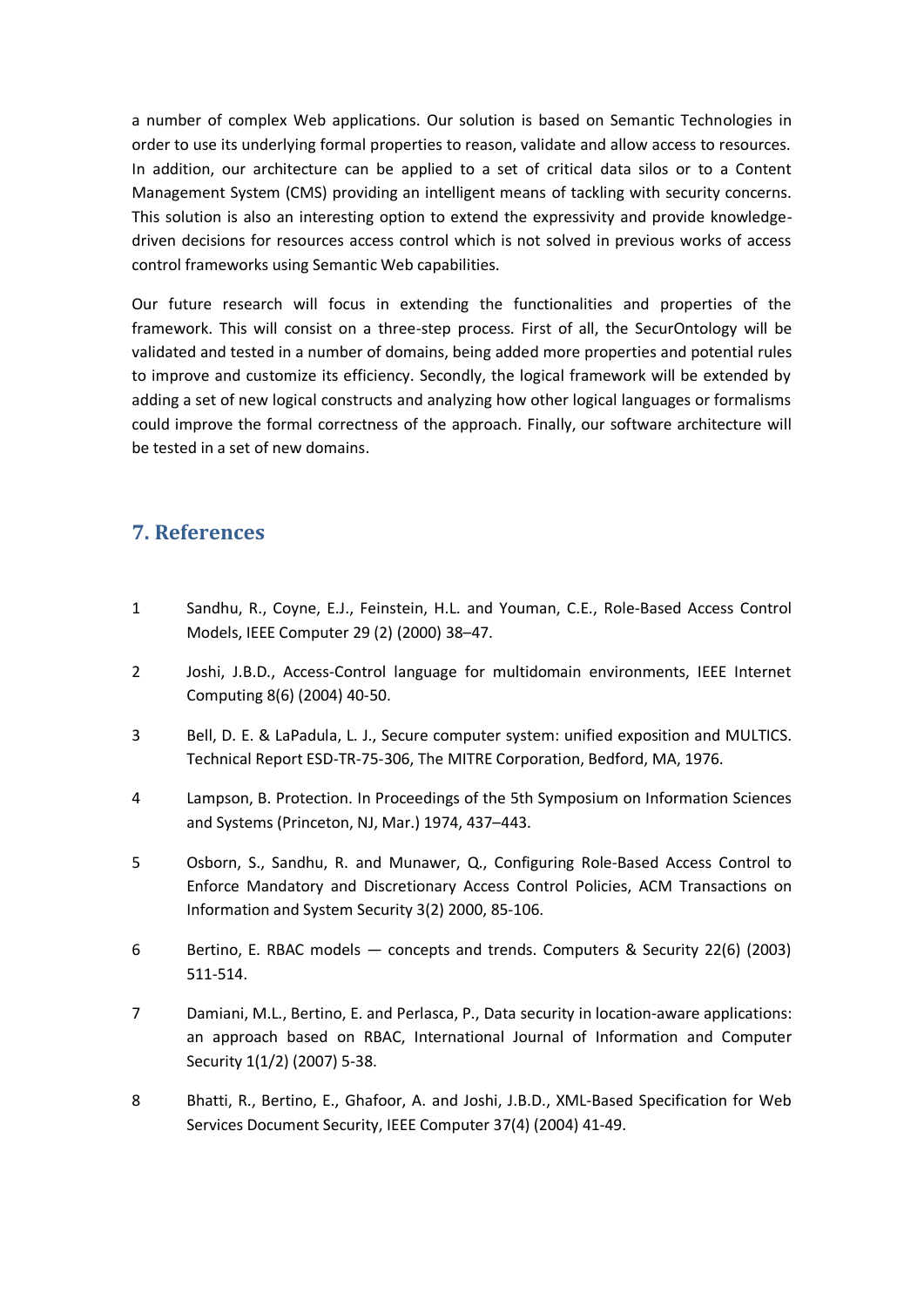a number of complex Web applications. Our solution is based on Semantic Technologies in order to use its underlying formal properties to reason, validate and allow access to resources. In addition, our architecture can be applied to a set of critical data silos or to a Content Management System (CMS) providing an intelligent means of tackling with security concerns. This solution is also an interesting option to extend the expressivity and provide knowledge-driven decisions for resources access control which is not solved in previous works of access control frameworks using Semantic Web capabilities.

Our future research will focus in extending the functionalities and properties of the framework. This will consist on a three-step process. First of all, the SecurOntology will be validated and tested in a number of domains, being added more properties and potential rules to improve and customize its efficiency. Secondly, the logical framework will be extended by adding a set of new logical constructs and analyzing how other logical languages or formalisms could improve the formal correctness of the approach. Finally, our software architecture will be tested in a set of new domains.

## 7. References

1. Sandhu, R., Coyne, E.J., Feinstein, H.L. and Youman, C.E., Role-Based Access Control Models, IEEE Computer 29 (2) (2000) 38–47.
2. Joshi, J.B.D., Access-Control language for multidomain environments, IEEE Internet Computing 8(6) (2004) 40-50.
3. Bell, D. E. & LaPadula, L. J., Secure computer system: unified exposition and MULTICS. Technical Report ESD-TR-75-306, The MITRE Corporation, Bedford, MA, 1976.
4. Lampson, B. Protection. In Proceedings of the 5th Symposium on Information Sciences and Systems (Princeton, NJ, Mar.) 1974, 437–443.
5. Osborn, S., Sandhu, R. and Munawer, Q., Configuring Role-Based Access Control to Enforce Mandatory and Discretionary Access Control Policies, ACM Transactions on Information and System Security 3(2) 2000, 85-106.
6. Bertino, E. RBAC models — concepts and trends. Computers & Security 22(6) (2003) 511-514.
7. Damiani, M.L., Bertino, E. and Perlasca, P., Data security in location-aware applications: an approach based on RBAC, International Journal of Information and Computer Security 1(1/2) (2007) 5-38.
8. Bhatti, R., Bertino, E., Ghafoor, A. and Joshi, J.B.D., XML-Based Specification for Web Services Document Security, IEEE Computer 37(4) (2004) 41-49.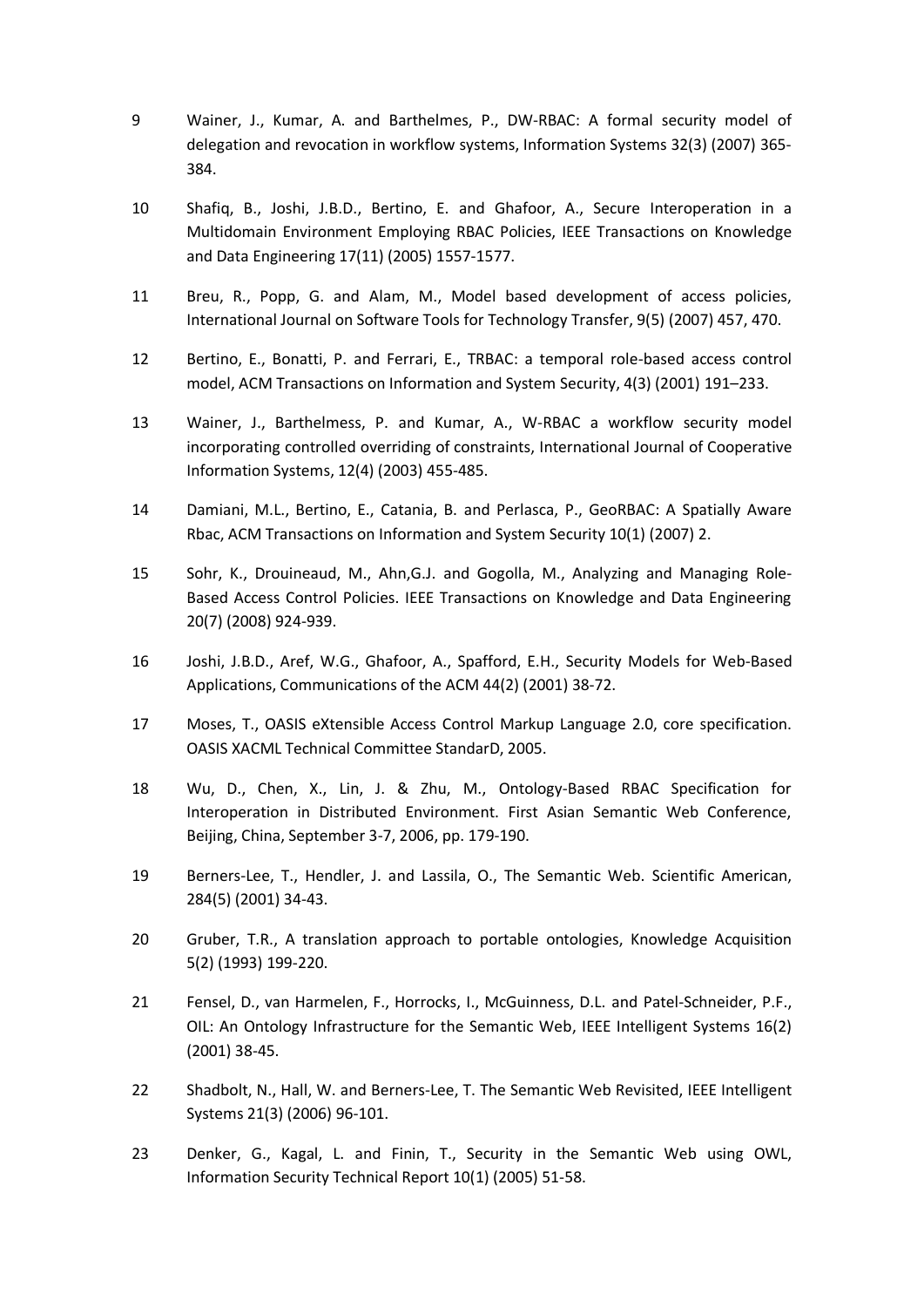9 Wainer, J., Kumar, A. and Barthelmes, P., DW-RBAC: A formal security model of delegation and revocation in workflow systems, Information Systems 32(3) (2007) 365-384.

10 Shafiq, B., Joshi, J.B.D., Bertino, E. and Ghafoor, A., Secure Interoperation in a Multidomain Environment Employing RBAC Policies, IEEE Transactions on Knowledge and Data Engineering 17(11) (2005) 1557-1577.

11 Breu, R., Popp, G. and Alam, M., Model based development of access policies, International Journal on Software Tools for Technology Transfer, 9(5) (2007) 457, 470.

12 Bertino, E., Bonatti, P. and Ferrari, E., TRBAC: a temporal role-based access control model, ACM Transactions on Information and System Security, 4(3) (2001) 191–233.

13 Wainer, J., Barthelmess, P. and Kumar, A., W-RBAC a workflow security model incorporating controlled overriding of constraints, International Journal of Cooperative Information Systems, 12(4) (2003) 455-485.

14 Damiani, M.L., Bertino, E., Catania, B. and Perlasca, P., GeoRBAC: A Spatially Aware Rbac, ACM Transactions on Information and System Security 10(1) (2007) 2.

15 Sohr, K., Drouineaud, M., Ahn,G.J. and Gogolla, M., Analyzing and Managing Role-Based Access Control Policies. IEEE Transactions on Knowledge and Data Engineering 20(7) (2008) 924-939.

16 Joshi, J.B.D., Aref, W.G., Ghafoor, A., Spafford, E.H., Security Models for Web-Based Applications, Communications of the ACM 44(2) (2001) 38-72.

17 Moses, T., OASIS eXtensible Access Control Markup Language 2.0, core specification. OASIS XACML Technical Committee StandarD, 2005.

18 Wu, D., Chen, X., Lin, J. & Zhu, M., Ontology-Based RBAC Specification for Interoperation in Distributed Environment. First Asian Semantic Web Conference, Beijing, China, September 3-7, 2006, pp. 179-190.

19 Berners-Lee, T., Hendler, J. and Lassila, O., The Semantic Web. Scientific American, 284(5) (2001) 34-43.

20 Gruber, T.R., A translation approach to portable ontologies, Knowledge Acquisition 5(2) (1993) 199-220.

21 Fensel, D., van Harmelen, F., Horrocks, I., McGuinness, D.L. and Patel-Schneider, P.F., OIL: An Ontology Infrastructure for the Semantic Web, IEEE Intelligent Systems 16(2) (2001) 38-45.

22 Shadbolt, N., Hall, W. and Berners-Lee, T. The Semantic Web Revisited, IEEE Intelligent Systems 21(3) (2006) 96-101.

23 Denker, G., Kagal, L. and Finin, T., Security in the Semantic Web using OWL, Information Security Technical Report 10(1) (2005) 51-58.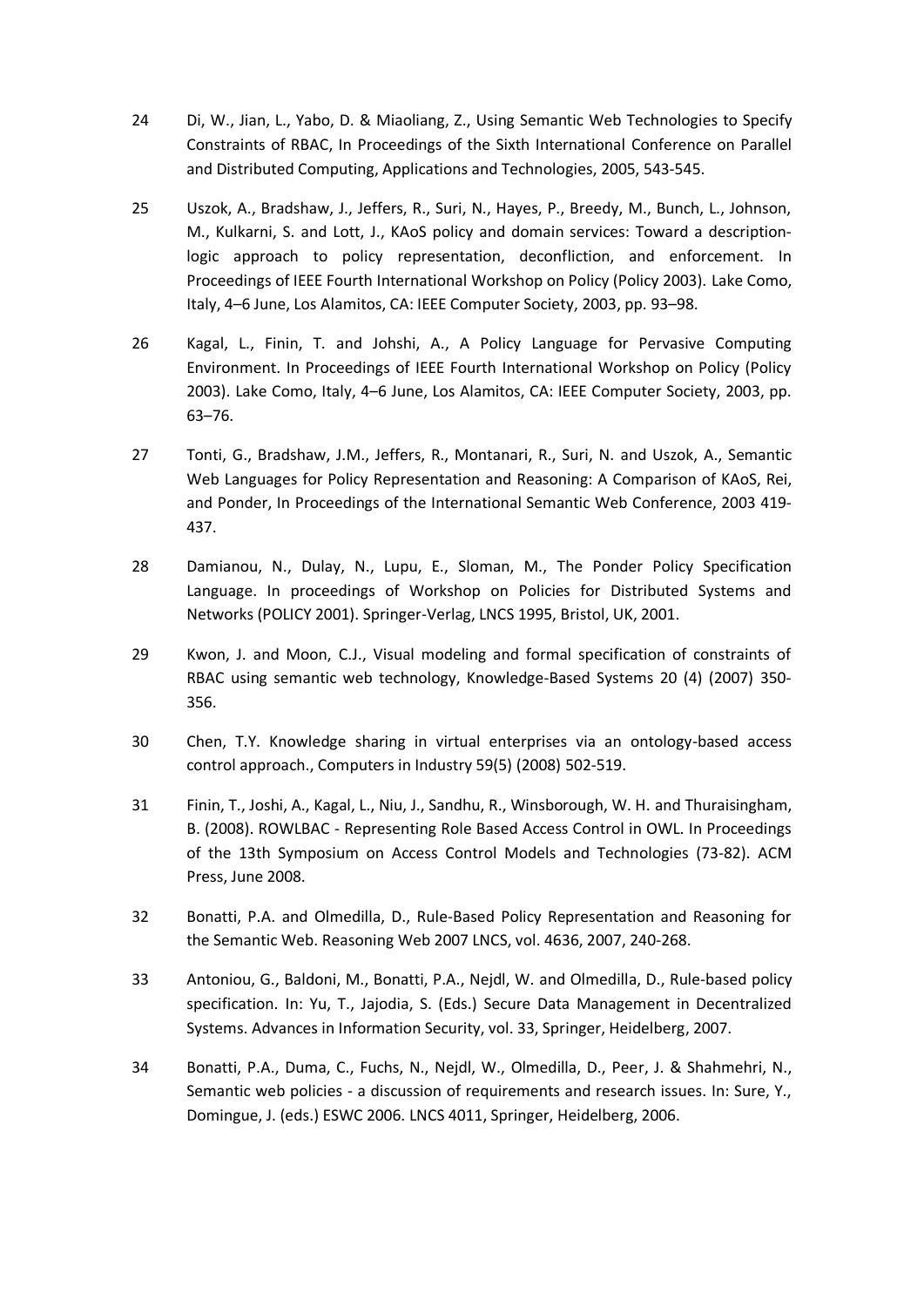24 Di, W., Jian, L., Yabo, D. & Miaoliang, Z., Using Semantic Web Technologies to Specify Constraints of RBAC, In Proceedings of the Sixth International Conference on Parallel and Distributed Computing, Applications and Technologies, 2005, 543-545.

25 Uszok, A., Bradshaw, J., Jeffers, R., Suri, N., Hayes, P., Breedy, M., Bunch, L., Johnson, M., Kulkarni, S. and Lott, J., KAoS policy and domain services: Toward a description-logic approach to policy representation, deconfliction, and enforcement. In Proceedings of IEEE Fourth International Workshop on Policy (Policy 2003). Lake Como, Italy, 4–6 June, Los Alamitos, CA: IEEE Computer Society, 2003, pp. 93–98.

26 Kagal, L., Finin, T. and Johshi, A., A Policy Language for Pervasive Computing Environment. In Proceedings of IEEE Fourth International Workshop on Policy (Policy 2003). Lake Como, Italy, 4–6 June, Los Alamitos, CA: IEEE Computer Society, 2003, pp. 63–76.

27 Tonti, G., Bradshaw, J.M., Jeffers, R., Montanari, R., Suri, N. and Uszok, A., Semantic Web Languages for Policy Representation and Reasoning: A Comparison of KAoS, Rei, and Ponder, In Proceedings of the International Semantic Web Conference, 2003 419-437.

28 Damianou, N., Dulay, N., Lupu, E., Sloman, M., The Ponder Policy Specification Language. In proceedings of Workshop on Policies for Distributed Systems and Networks (POLICY 2001). Springer-Verlag, LNCS 1995, Bristol, UK, 2001.

29 Kwon, J. and Moon, C.J., Visual modeling and formal specification of constraints of RBAC using semantic web technology, Knowledge-Based Systems 20 (4) (2007) 350-356.

30 Chen, T.Y. Knowledge sharing in virtual enterprises via an ontology-based access control approach., Computers in Industry 59(5) (2008) 502-519.

31 Finin, T., Joshi, A., Kagal, L., Niu, J., Sandhu, R., Winsborough, W. H. and Thuraisingham, B. (2008). ROWLBAC - Representing Role Based Access Control in OWL. In Proceedings of the 13th Symposium on Access Control Models and Technologies (73-82). ACM Press, June 2008.

32 Bonatti, P.A. and Olmedilla, D., Rule-Based Policy Representation and Reasoning for the Semantic Web. Reasoning Web 2007 LNCS, vol. 4636, 2007, 240-268.

33 Antoniou, G., Baldoni, M., Bonatti, P.A., Nejdl, W. and Olmedilla, D., Rule-based policy specification. In: Yu, T., Jajodia, S. (Eds.) Secure Data Management in Decentralized Systems. Advances in Information Security, vol. 33, Springer, Heidelberg, 2007.

34 Bonatti, P.A., Duma, C., Fuchs, N., Nejdl, W., Olmedilla, D., Peer, J. & Shahmehri, N., Semantic web policies - a discussion of requirements and research issues. In: Sure, Y., Domingue, J. (eds.) ESWC 2006. LNCS 4011, Springer, Heidelberg, 2006.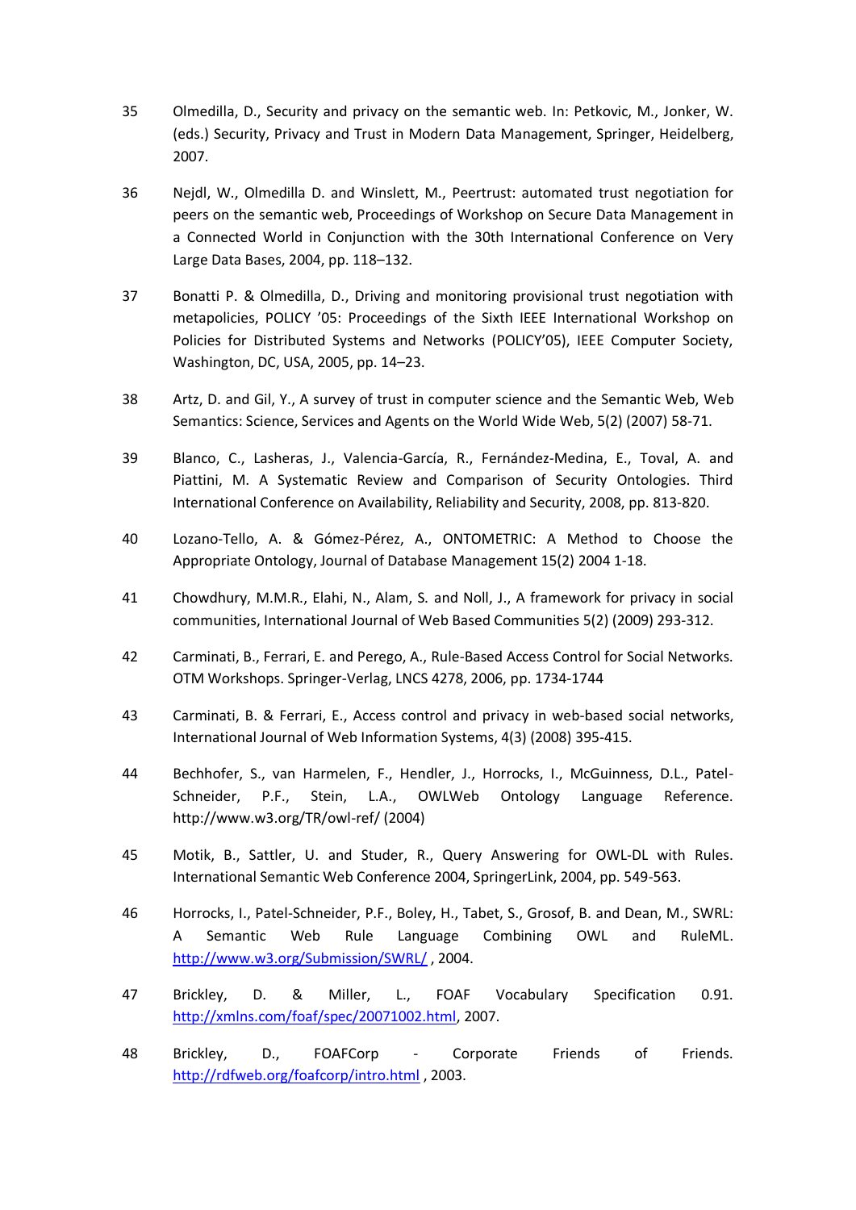35 Olmedilla, D., Security and privacy on the semantic web. In: Petkovic, M., Jonker, W. (eds.) Security, Privacy and Trust in Modern Data Management, Springer, Heidelberg, 2007.

36 Nejdl, W., Olmedilla D. and Winslett, M., Peertrust: automated trust negotiation for peers on the semantic web, Proceedings of Workshop on Secure Data Management in a Connected World in Conjunction with the 30th International Conference on Very Large Data Bases, 2004, pp. 118–132.

37 Bonatti P. & Olmedilla, D., Driving and monitoring provisional trust negotiation with metapolicies, POLICY '05: Proceedings of the Sixth IEEE International Workshop on Policies for Distributed Systems and Networks (POLICY'05), IEEE Computer Society, Washington, DC, USA, 2005, pp. 14–23.

38 Artz, D. and Gil, Y., A survey of trust in computer science and the Semantic Web, Web Semantics: Science, Services and Agents on the World Wide Web, 5(2) (2007) 58-71.

39 Blanco, C., Lasheras, J., Valencia-García, R., Fernández-Medina, E., Toval, A. and Piattini, M. A Systematic Review and Comparison of Security Ontologies. Third International Conference on Availability, Reliability and Security, 2008, pp. 813-820.

40 Lozano-Tello, A. & Gómez-Pérez, A., ONTOMETRIC: A Method to Choose the Appropriate Ontology, Journal of Database Management 15(2) 2004 1-18.

41 Chowdhury, M.M.R., Elahi, N., Alam, S. and Noll, J., A framework for privacy in social communities, International Journal of Web Based Communities 5(2) (2009) 293-312.

42 Carminati, B., Ferrari, E. and Perego, A., Rule-Based Access Control for Social Networks. OTM Workshops. Springer-Verlag, LNCS 4278, 2006, pp. 1734-1744

43 Carminati, B. & Ferrari, E., Access control and privacy in web-based social networks, International Journal of Web Information Systems, 4(3) (2008) 395-415.

44 Bechhofer, S., van Harmelen, F., Hendler, J., Horrocks, I., McGuinness, D.L., Patel-Schneider, P.F., Stein, L.A., OWLWeb Ontology Language Reference. http://www.w3.org/TR/owl-ref/ (2004)

45 Motik, B., Sattler, U. and Studer, R., Query Answering for OWL-DL with Rules. International Semantic Web Conference 2004, SpringerLink, 2004, pp. 549-563.

46 Horrocks, I., Patel-Schneider, P.F., Boley, H., Tabet, S., Grosof, B. and Dean, M., SWRL: A Semantic Web Rule Language Combining OWL and RuleML. http://www.w3.org/Submission/SWRL/ , 2004.

47 Brickley, D. & Miller, L., FOAF Vocabulary Specification 0.91. http://xmlns.com/foaf/spec/20071002.html, 2007.

48 Brickley, D., FOAFCorp - Corporate Friends of Friends. http://rdfweb.org/foafcorp/intro.html , 2003.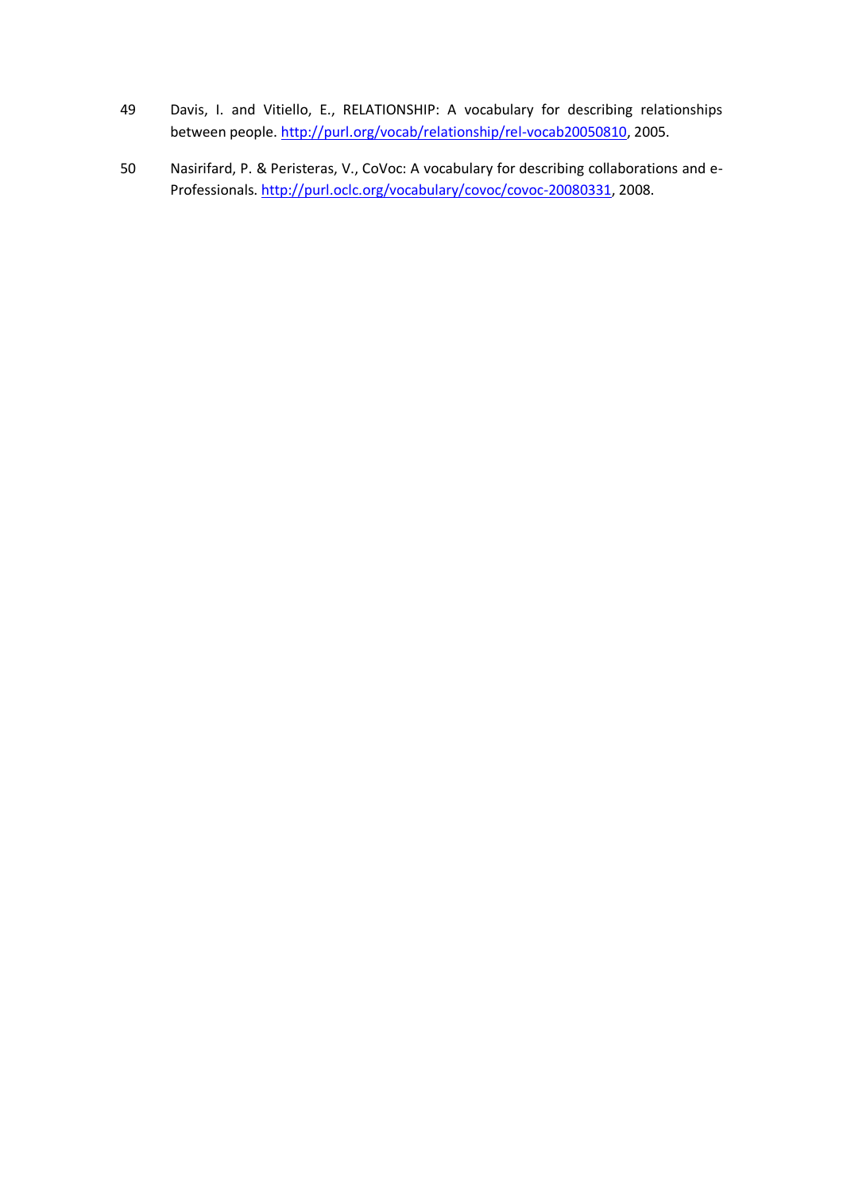49 Davis, I. and Vitiello, E., RELATIONSHIP: A vocabulary for describing relationships between people. http://purl.org/vocab/relationship/rel-vocab20050810, 2005.

50 Nasirifard, P. & Peristeras, V., CoVoc: A vocabulary for describing collaborations and e-Professionals. http://purl.oclc.org/vocabulary/covoc/covoc-20080331, 2008.